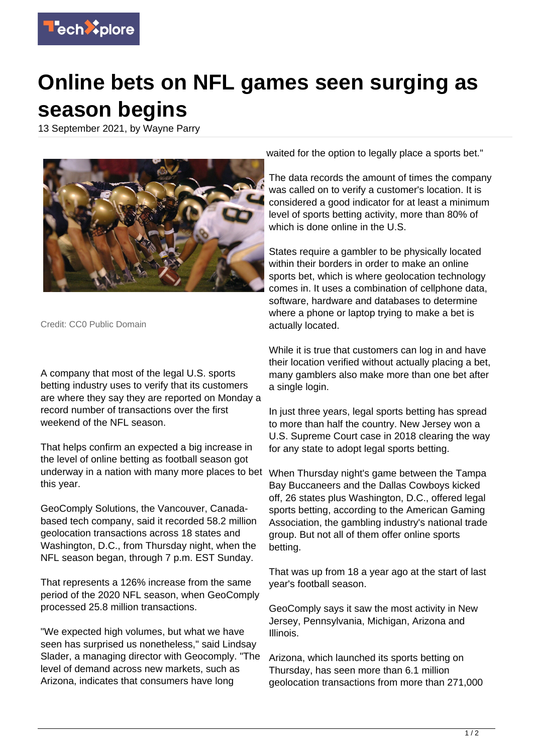# Online bets on NFL games seen surging as season begins

13 September 2021, by Wayne Parry

Credit: CC0 Public Domain

A company that most of the legal U.S. sports betting industry uses to verify that its customers are where they say they are reported on Monday a record number of transactions over the first weekend of the NFL season.

That helps confirm an expected a big increase in the level of online betting as football season got underway in a nation with many more places to bet this year.

GeoComply Solutions, the Vancouver, Canada-based tech company, said it recorded 58.2 million geolocation transactions across 18 states and Washington, D.C., from Thursday night, when the NFL season began, through 7 p.m. EST Sunday.

That represents a 126% increase from the same period of the 2020 NFL season, when GeoComply processed 25.8 million transactions.

"We expected high volumes, but what we have seen has surprised us nonetheless," said Lindsay Slader, a managing director with Geocomply. "The level of demand across new markets, such as Arizona, indicates that consumers have long waited for the option to legally place a sports bet."

The data records the amount of times the company was called on to verify a customer's location. It is considered a good indicator for at least a minimum level of sports betting activity, more than 80% of which is done online in the U.S.

States require a gambler to be physically located within their borders in order to make an online sports bet, which is where geolocation technology comes in. It uses a combination of cellphone data, software, hardware and databases to determine where a phone or laptop trying to make a bet is actually located.

While it is true that customers can log in and have their location verified without actually placing a bet, many gamblers also make more than one bet after a single login.

In just three years, legal sports betting has spread to more than half the country. New Jersey won a U.S. Supreme Court case in 2018 clearing the way for any state to adopt legal sports betting.

When Thursday night's game between the Tampa Bay Buccaneers and the Dallas Cowboys kicked off, 26 states plus Washington, D.C., offered legal sports betting, according to the American Gaming Association, the gambling industry's national trade group. But not all of them offer online sports betting.

That was up from 18 a year ago at the start of last year's football season.

GeoComply says it saw the most activity in New Jersey, Pennsylvania, Michigan, Arizona and Illinois.

Arizona, which launched its sports betting on Thursday, has seen more than 6.1 million geolocation transactions from more than 271,000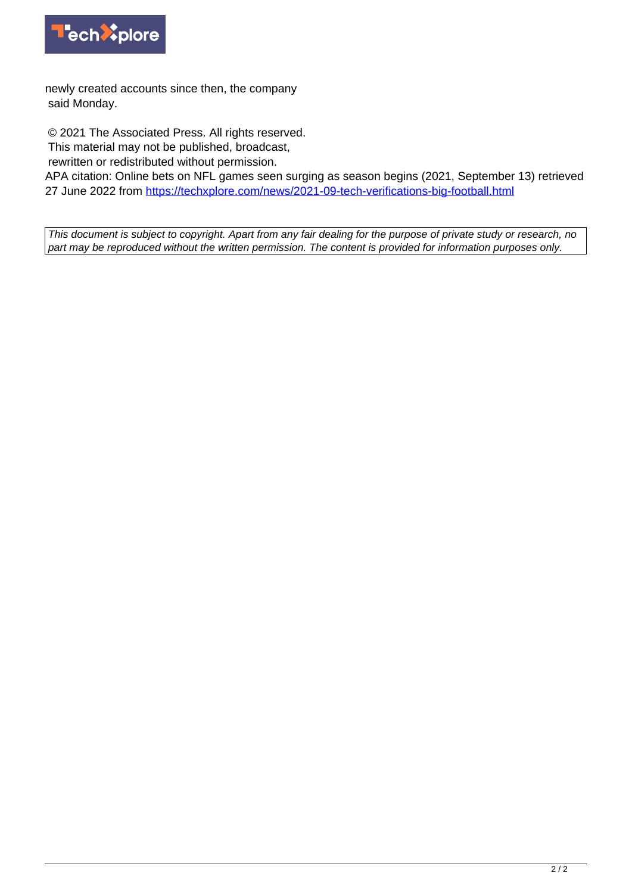newly created accounts since then, the company said Monday.

© 2021 The Associated Press. All rights reserved. This material may not be published, broadcast, rewritten or redistributed without permission.

APA citation: Online bets on NFL games seen surging as season begins (2021, September 13) retrieved 27 June 2022 from https://techxplore.com/news/2021-09-tech-verifications-big-football.html

*This document is subject to copyright. Apart from any fair dealing for the purpose of private study or research, no part may be reproduced without the written permission. The content is provided for information purposes only.*